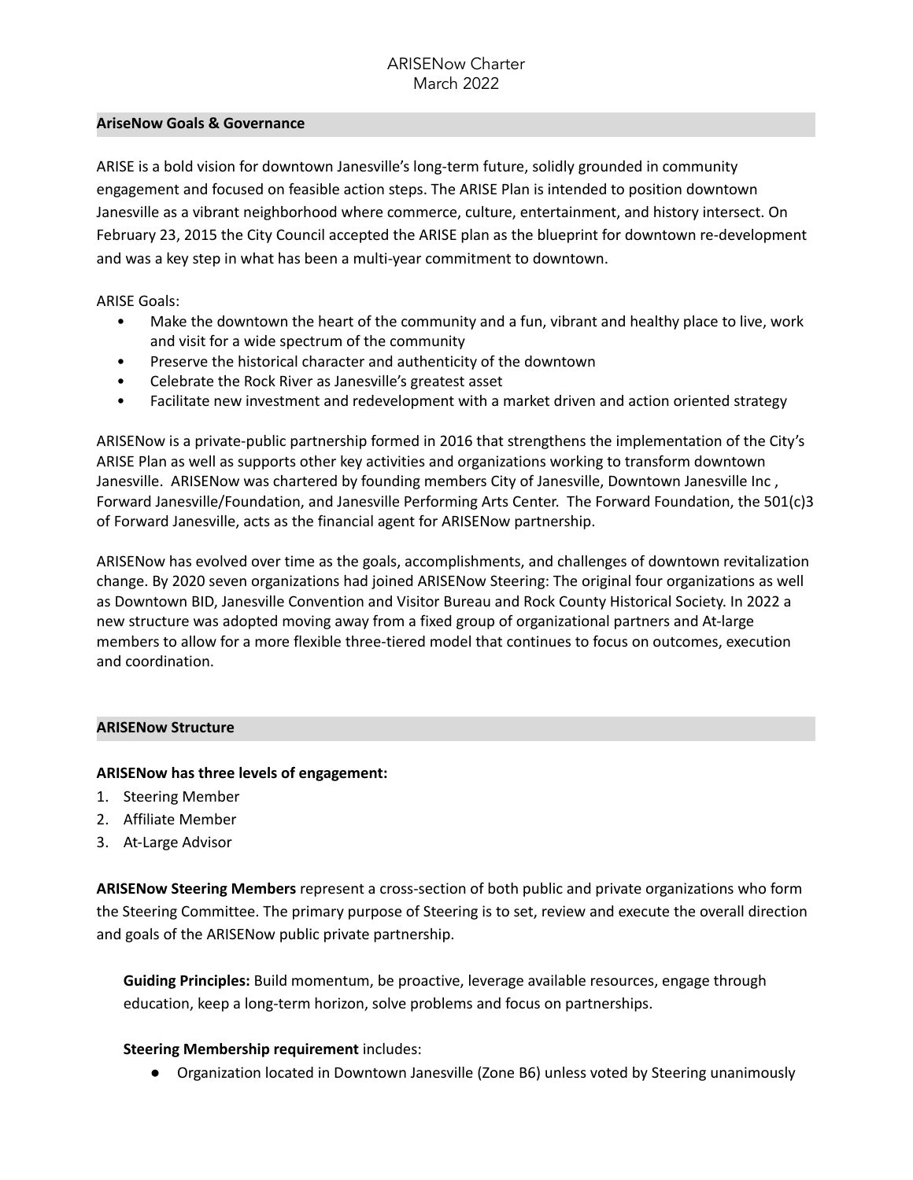# ARISENow Charter
March 2022

## AriseNow Goals & Governance

ARISE is a bold vision for downtown Janesville's long-term future, solidly grounded in community engagement and focused on feasible action steps. The ARISE Plan is intended to position downtown Janesville as a vibrant neighborhood where commerce, culture, entertainment, and history intersect. On February 23, 2015 the City Council accepted the ARISE plan as the blueprint for downtown re-development and was a key step in what has been a multi-year commitment to downtown.

ARISE Goals:

- Make the downtown the heart of the community and a fun, vibrant and healthy place to live, work and visit for a wide spectrum of the community
- Preserve the historical character and authenticity of the downtown
- Celebrate the Rock River as Janesville's greatest asset
- Facilitate new investment and redevelopment with a market driven and action oriented strategy

ARISENow is a private-public partnership formed in 2016 that strengthens the implementation of the City's ARISE Plan as well as supports other key activities and organizations working to transform downtown Janesville. ARISENow was chartered by founding members City of Janesville, Downtown Janesville Inc , Forward Janesville/Foundation, and Janesville Performing Arts Center. The Forward Foundation, the 501(c)3 of Forward Janesville, acts as the financial agent for ARISENow partnership.

ARISENow has evolved over time as the goals, accomplishments, and challenges of downtown revitalization change. By 2020 seven organizations had joined ARISENow Steering: The original four organizations as well as Downtown BID, Janesville Convention and Visitor Bureau and Rock County Historical Society. In 2022 a new structure was adopted moving away from a fixed group of organizational partners and At-large members to allow for a more flexible three-tiered model that continues to focus on outcomes, execution and coordination.

## ARISENow Structure

**ARISENow has three levels of engagement:**

1. Steering Member
2. Affiliate Member
3. At-Large Advisor

**ARISENow Steering Members** represent a cross-section of both public and private organizations who form the Steering Committee. The primary purpose of Steering is to set, review and execute the overall direction and goals of the ARISENow public private partnership.

> **Guiding Principles:** Build momentum, be proactive, leverage available resources, engage through education, keep a long-term horizon, solve problems and focus on partnerships.
>
> **Steering Membership requirement** includes:
>
> - Organization located in Downtown Janesville (Zone B6) unless voted by Steering unanimously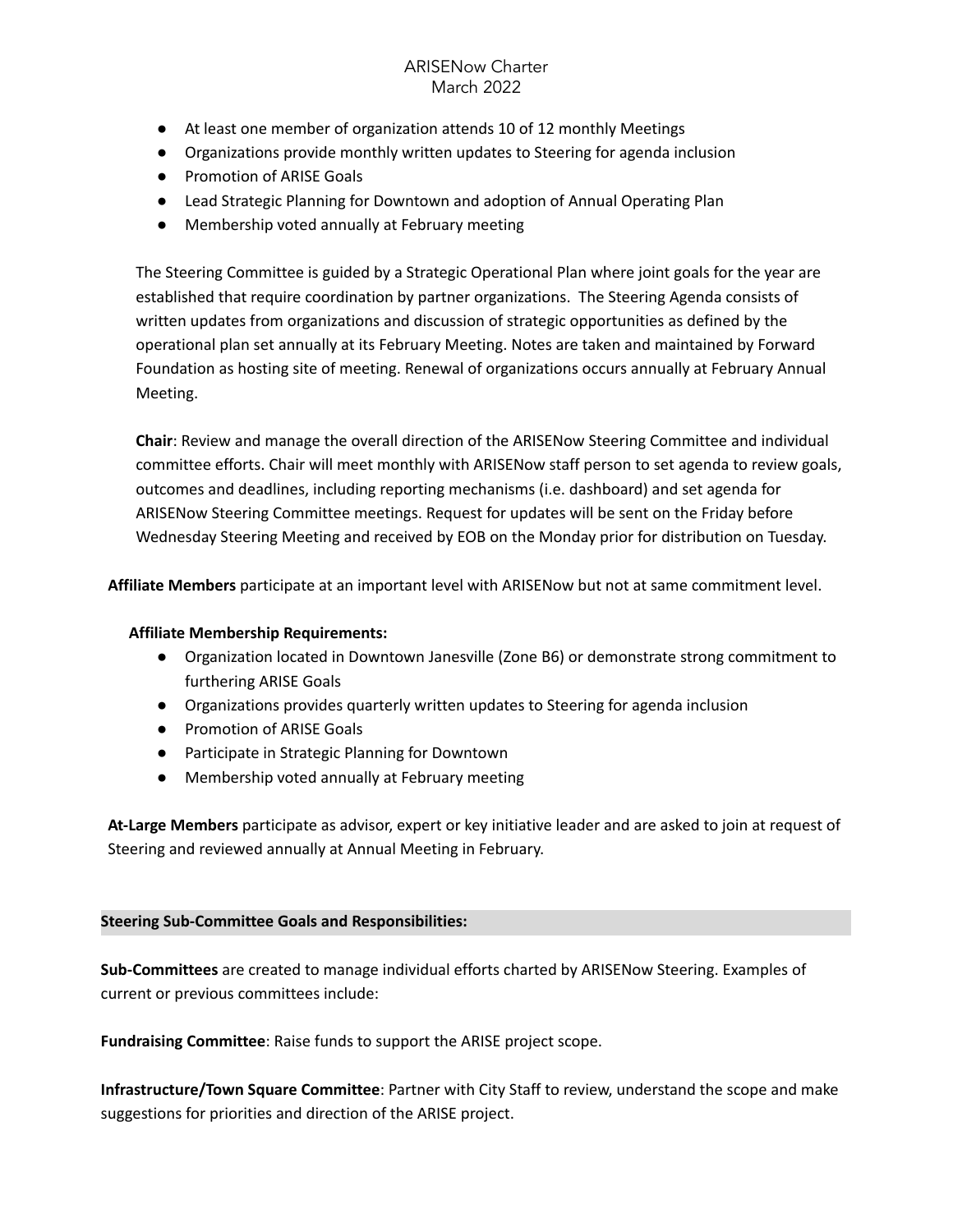- At least one member of organization attends 10 of 12 monthly Meetings
- Organizations provide monthly written updates to Steering for agenda inclusion
- Promotion of ARISE Goals
- Lead Strategic Planning for Downtown and adoption of Annual Operating Plan
- Membership voted annually at February meeting

The Steering Committee is guided by a Strategic Operational Plan where joint goals for the year are established that require coordination by partner organizations. The Steering Agenda consists of written updates from organizations and discussion of strategic opportunities as defined by the operational plan set annually at its February Meeting. Notes are taken and maintained by Forward Foundation as hosting site of meeting. Renewal of organizations occurs annually at February Annual Meeting.

**Chair**: Review and manage the overall direction of the ARISENow Steering Committee and individual committee efforts. Chair will meet monthly with ARISENow staff person to set agenda to review goals, outcomes and deadlines, including reporting mechanisms (i.e. dashboard) and set agenda for ARISENow Steering Committee meetings. Request for updates will be sent on the Friday before Wednesday Steering Meeting and received by EOB on the Monday prior for distribution on Tuesday.

**Affiliate Members** participate at an important level with ARISENow but not at same commitment level.

**Affiliate Membership Requirements:**

- Organization located in Downtown Janesville (Zone B6) or demonstrate strong commitment to furthering ARISE Goals
- Organizations provides quarterly written updates to Steering for agenda inclusion
- Promotion of ARISE Goals
- Participate in Strategic Planning for Downtown
- Membership voted annually at February meeting

**At-Large Members** participate as advisor, expert or key initiative leader and are asked to join at request of Steering and reviewed annually at Annual Meeting in February.

## Steering Sub-Committee Goals and Responsibilities:

**Sub-Committees** are created to manage individual efforts charted by ARISENow Steering. Examples of current or previous committees include:

**Fundraising Committee**: Raise funds to support the ARISE project scope.

**Infrastructure/Town Square Committee**: Partner with City Staff to review, understand the scope and make suggestions for priorities and direction of the ARISE project.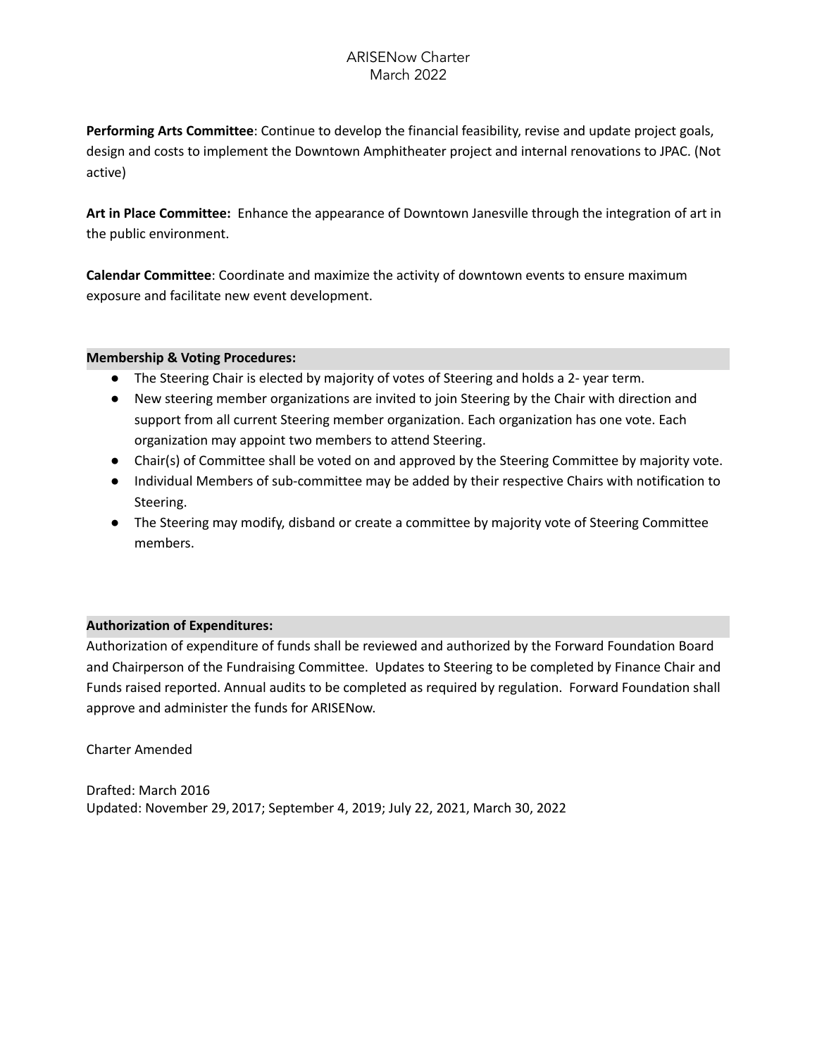**Performing Arts Committee**: Continue to develop the financial feasibility, revise and update project goals, design and costs to implement the Downtown Amphitheater project and internal renovations to JPAC. (Not active)

**Art in Place Committee:** Enhance the appearance of Downtown Janesville through the integration of art in the public environment.

**Calendar Committee**: Coordinate and maximize the activity of downtown events to ensure maximum exposure and facilitate new event development.

## Membership & Voting Procedures:

- The Steering Chair is elected by majority of votes of Steering and holds a 2- year term.
- New steering member organizations are invited to join Steering by the Chair with direction and support from all current Steering member organization. Each organization has one vote. Each organization may appoint two members to attend Steering.
- Chair(s) of Committee shall be voted on and approved by the Steering Committee by majority vote.
- Individual Members of sub-committee may be added by their respective Chairs with notification to Steering.
- The Steering may modify, disband or create a committee by majority vote of Steering Committee members.

## Authorization of Expenditures:

Authorization of expenditure of funds shall be reviewed and authorized by the Forward Foundation Board and Chairperson of the Fundraising Committee. Updates to Steering to be completed by Finance Chair and Funds raised reported. Annual audits to be completed as required by regulation. Forward Foundation shall approve and administer the funds for ARISENow.

Charter Amended

Drafted: March 2016
Updated: November 29, 2017; September 4, 2019; July 22, 2021, March 30, 2022